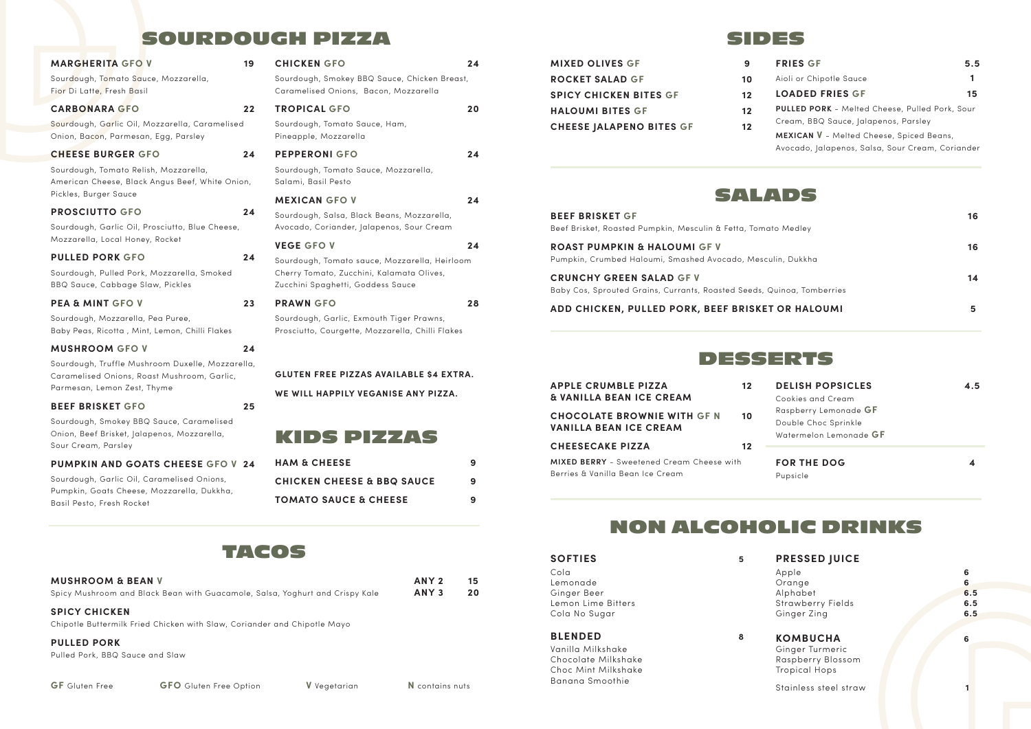## SOURDOUGH PIZZA

**MARGHERITA** GFO V — 19
Sourdough, Tomato Sauce, Mozzarella, Fior Di Latte, Fresh Basil

**CARBONARA** GFO — 22
Sourdough, Garlic Oil, Mozzarella, Caramelised Onion, Bacon, Parmesan, Egg, Parsley

**CHEESE BURGER** GFO — 24
Sourdough, Tomato Relish, Mozzarella, American Cheese, Black Angus Beef, White Onion, Pickles, Burger Sauce

**PROSCIUTTO** GFO — 24
Sourdough, Garlic Oil, Prosciutto, Blue Cheese, Mozzarella, Local Honey, Rocket

**PULLED PORK** GFO — 24
Sourdough, Pulled Pork, Mozzarella, Smoked BBQ Sauce, Cabbage Slaw, Pickles

**PEA & MINT** GFO V — 23
Sourdough, Mozzarella, Pea Puree, Baby Peas, Ricotta , Mint, Lemon, Chilli Flakes

**MUSHROOM** GFO V — 24
Sourdough, Truffle Mushroom Duxelle, Mozzarella, Caramelised Onions, Roast Mushroom, Garlic, Parmesan, Lemon Zest, Thyme

**BEEF BRISKET** GFO — 25
Sourdough, Smokey BBQ Sauce, Caramelised Onion, Beef Brisket, Jalapenos, Mozzarella, Sour Cream, Parsley

**PUMPKIN AND GOATS CHEESE** GFO V — 24
Sourdough, Garlic Oil, Caramelised Onions, Pumpkin, Goats Cheese, Mozzarella, Dukkha, Basil Pesto, Fresh Rocket

**CHICKEN** GFO — 24
Sourdough, Smokey BBQ Sauce, Chicken Breast, Caramelised Onions, Bacon, Mozzarella

**TROPICAL** GFO — 20
Sourdough, Tomato Sauce, Ham, Pineapple, Mozzarella

**PEPPERONI** GFO — 24
Sourdough, Tomato Sauce, Mozzarella, Salami, Basil Pesto

**MEXICAN** GFO V — 24
Sourdough, Salsa, Black Beans, Mozzarella, Avocado, Coriander, Jalapenos, Sour Cream

**VEGE** GFO V — 24
Sourdough, Tomato sauce, Mozzarella, Heirloom Cherry Tomato, Zucchini, Kalamata Olives, Zucchini Spaghetti, Goddess Sauce

**PRAWN** GFO — 28
Sourdough, Garlic, Exmouth Tiger Prawns, Prosciutto, Courgette, Mozzarella, Chilli Flakes

**GLUTEN FREE PIZZAS AVAILABLE $4 EXTRA.**

**WE WILL HAPPILY VEGANISE ANY PIZZA.**

## KIDS PIZZAS

| | |
|---|---|
| **HAM & CHEESE** | 9 |
| **CHICKEN CHEESE & BBQ SAUCE** | 9 |
| **TOMATO SAUCE & CHEESE** | 9 |

## TACOS

**ANY 2** — 15
**ANY 3** — 20

**MUSHROOM & BEAN** V
Spicy Mushroom and Black Bean with Guacamole, Salsa, Yoghurt and Crispy Kale

**SPICY CHICKEN**
Chipotle Buttermilk Fried Chicken with Slaw, Coriander and Chipotle Mayo

**PULLED PORK**
Pulled Pork, BBQ Sauce and Slaw

**GF** Gluten Free **GFO** Gluten Free Option **V** Vegetarian **N** contains nuts

## SIDES

| | |
|---|---|
| **MIXED OLIVES** GF | 9 |
| **ROCKET SALAD** GF | 10 |
| **SPICY CHICKEN BITES** GF | 12 |
| **HALOUMI BITES** GF | 12 |
| **CHEESE JALAPENO BITES** GF | 12 |
| **FRIES** GF | 5.5 |
| Aioli or Chipotle Sauce | 1 |
| **LOADED FRIES** GF | 15 |

**PULLED PORK** – Melted Cheese, Pulled Pork, Sour Cream, BBQ Sauce, Jalapenos, Parsley

**MEXICAN** V – Melted Cheese, Spiced Beans, Avocado, Jalapenos, Salsa, Sour Cream, Coriander

## SALADS

**BEEF BRISKET** GF — 16
Beef Brisket, Roasted Pumpkin, Mesculin & Fetta, Tomato Medley

**ROAST PUMPKIN & HALOUMI** GF V — 16
Pumpkin, Crumbed Haloumi, Smashed Avocado, Mesculin, Dukkha

**CRUNCHY GREEN SALAD** GF V — 14
Baby Cos, Sprouted Grains, Currants, Roasted Seeds, Quinoa, Tomberries

**ADD CHICKEN, PULLED PORK, BEEF BRISKET OR HALOUMI** — 5

## DESSERTS

**APPLE CRUMBLE PIZZA & VANILLA BEAN ICE CREAM** — 12

**CHOCOLATE BROWNIE WITH VANILLA BEAN ICE CREAM** GF N — 10

**CHEESECAKE PIZZA** — 12
**MIXED BERRY** – Sweetened Cream Cheese with Berries & Vanilla Bean Ice Cream

**DELISH POPSICLES** — 4.5
Cookies and Cream
Raspberry Lemonade GF
Double Choc Sprinkle
Watermelon Lemonade GF

**FOR THE DOG** — 4
Pupsicle

## NON ALCOHOLIC DRINKS

**SOFTIES** — 5
Cola
Lemonade
Ginger Beer
Lemon Lime Bitters
Cola No Sugar

**BLENDED** — 8
Vanilla Milkshake
Chocolate Milkshake
Choc Mint Milkshake
Banana Smoothie

**PRESSED JUICE**

| | |
|---|---|
| Apple | 6 |
| Orange | 6 |
| Alphabet | 6.5 |
| Strawberry Fields | 6.5 |
| Ginger Zing | 6.5 |

**KOMBUCHA** — 6
Ginger Turmeric
Raspberry Blossom
Tropical Hops

Stainless steel straw — 1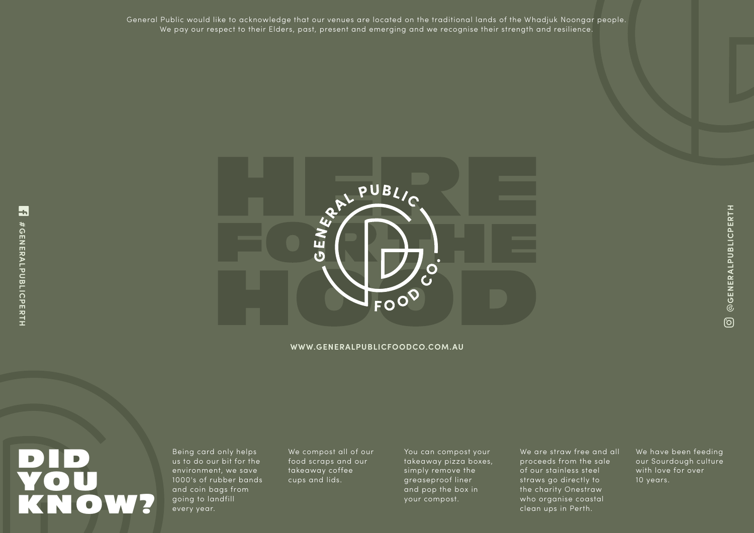General Public would like to acknowledge that our venues are located on the traditional lands of the Whadjuk Noongar people. We pay our respect to their Elders, past, present and emerging and we recognise their strength and resilience.

# HERE FOR THE HOOD

GENERAL PUBLIC FOOD CO.

WWW.GENERALPUBLICFOODCO.COM.AU

#GENERALPUBLICPERTH

@GENERALPUBLICPERTH

## DID YOU KNOW?

Being card only helps us to do our bit for the environment, we save 1000's of rubber bands and coin bags from going to landfill every year.

We compost all of our food scraps and our takeaway coffee cups and lids.

You can compost your takeaway pizza boxes, simply remove the greaseproof liner and pop the box in your compost.

We are straw free and all proceeds from the sale of our stainless steel straws go directly to the charity Onestraw who organise coastal clean ups in Perth.

We have been feeding our Sourdough culture with love for over 10 years.